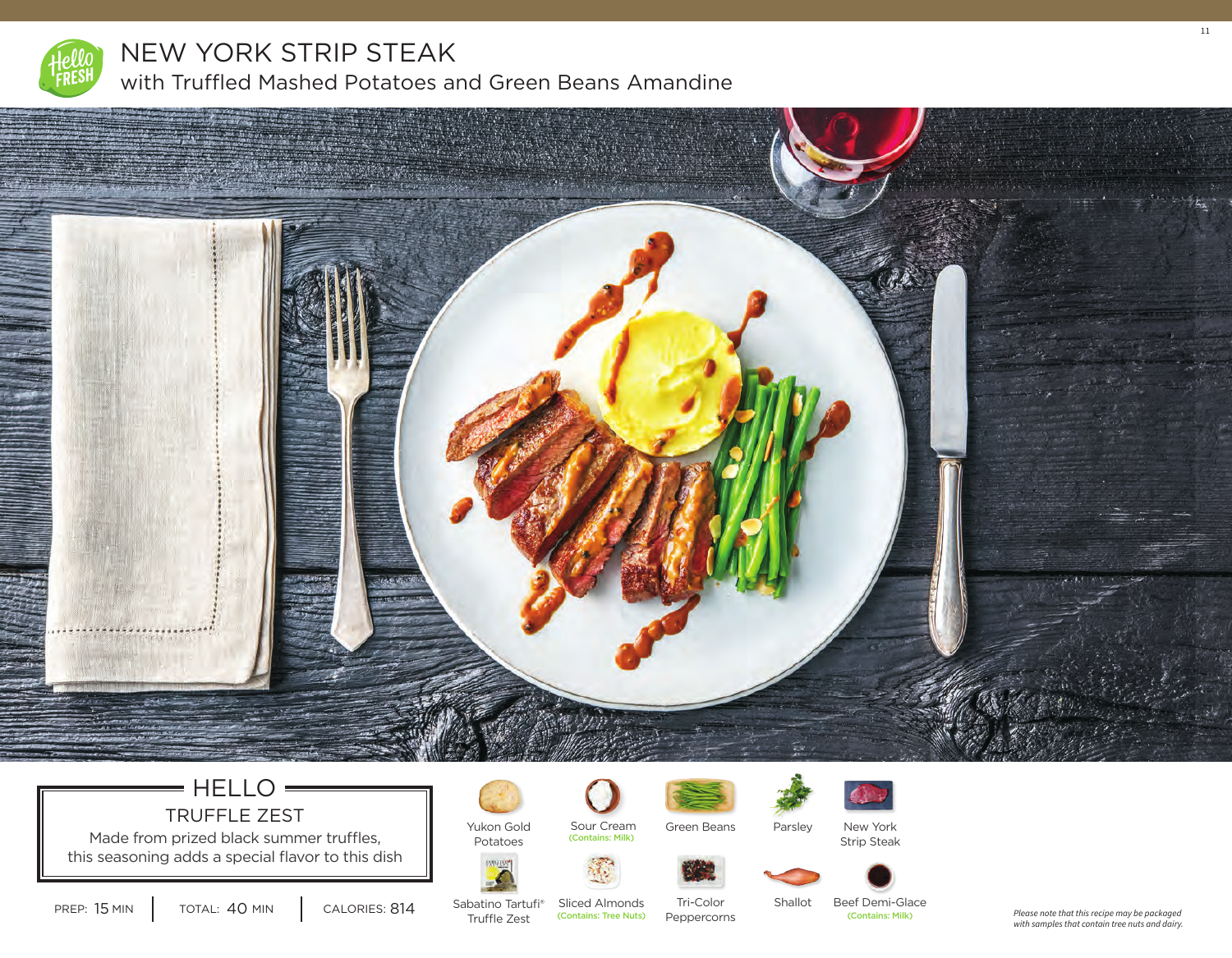# NEW YORK STRIP STEAK

## with Truffled Mashed Potatoes and Green Beans Amandine

### HELLO

**TRUFFLE ZEST**

Made from prized black summer truffles, this seasoning adds a special flavor to this dish

PREP: 15 MIN | TOTAL: 40 MIN | CALORIES: 814

- Yukon Gold Potatoes
- Sour Cream (Contains: Milk)
- Green Beans
- Parsley
- New York Strip Steak
- Sabatino Tartufi® Truffle Zest
- Sliced Almonds (Contains: Tree Nuts)
- Tri-Color Peppercorns
- Shallot
- Beef Demi-Glace (Contains: Milk)

*Please note that this recipe may be packaged with samples that contain tree nuts and dairy.*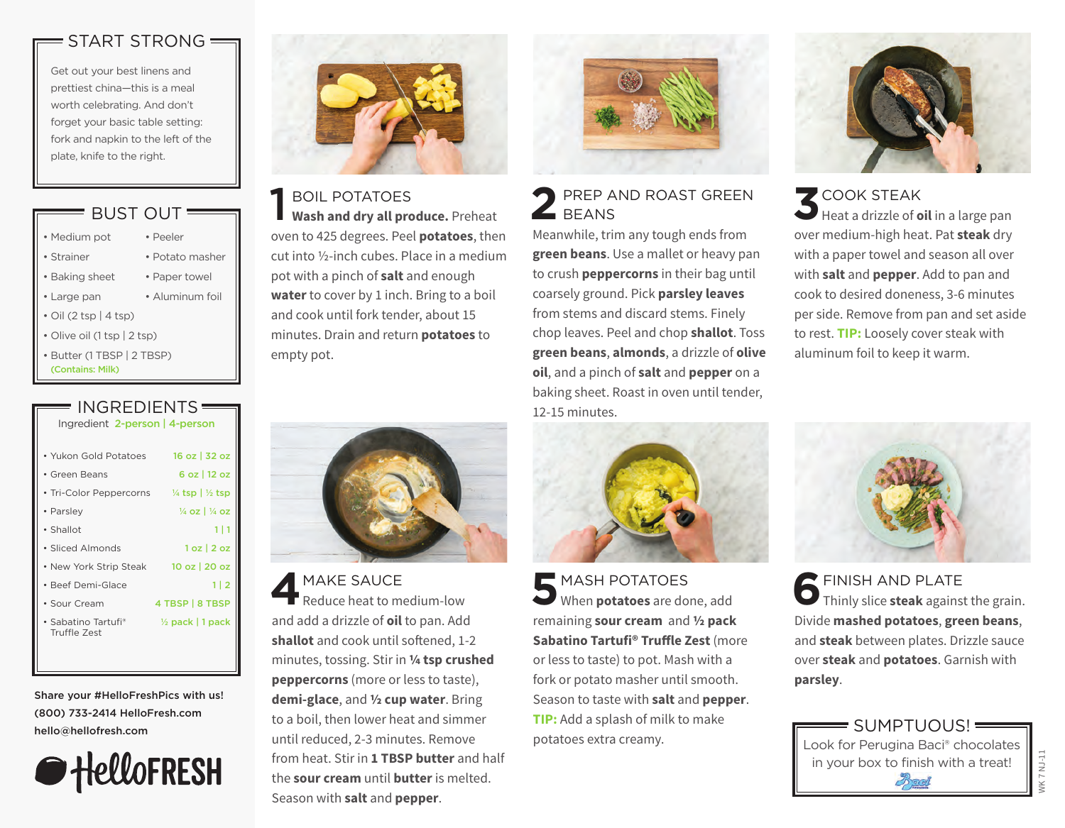## START STRONG

Get out your best linens and prettiest china—this is a meal worth celebrating. And don't forget your basic table setting: fork and napkin to the left of the plate, knife to the right.

## BUST OUT

- Medium pot
- Peeler
- Strainer
- Potato masher
- Baking sheet
- Paper towel
- Large pan
- Aluminum foil
- Oil (2 tsp | 4 tsp)
- Olive oil (1 tsp | 2 tsp)
- Butter (1 TBSP | 2 TBSP) (Contains: Milk)

## INGREDIENTS

| Ingredient | 2-person \| 4-person |
|---|---|
| Yukon Gold Potatoes | 16 oz \| 32 oz |
| Green Beans | 6 oz \| 12 oz |
| Tri-Color Peppercorns | ¼ tsp \| ½ tsp |
| Parsley | ¼ oz \| ¼ oz |
| Shallot | 1 \| 1 |
| Sliced Almonds | 1 oz \| 2 oz |
| New York Strip Steak | 10 oz \| 20 oz |
| Beef Demi-Glace | 1 \| 2 |
| Sour Cream | 4 TBSP \| 8 TBSP |
| Sabatino Tartufi® Truffle Zest | ½ pack \| 1 pack |

Share your #HelloFreshPics with us!
(800) 733-2414 HelloFresh.com
hello@hellofresh.com

HelloFRESH

## 1 BOIL POTATOES

**Wash and dry all produce.** Preheat oven to 425 degrees. Peel **potatoes**, then cut into ½-inch cubes. Place in a medium pot with a pinch of **salt** and enough **water** to cover by 1 inch. Bring to a boil and cook until fork tender, about 15 minutes. Drain and return **potatoes** to empty pot.

## 2 PREP AND ROAST GREEN BEANS

Meanwhile, trim any tough ends from **green beans**. Use a mallet or heavy pan to crush **peppercorns** in their bag until coarsely ground. Pick **parsley leaves** from stems and discard stems. Finely chop leaves. Peel and chop **shallot**. Toss **green beans**, **almonds**, a drizzle of **olive oil**, and a pinch of **salt** and **pepper** on a baking sheet. Roast in oven until tender, 12-15 minutes.

## 3 COOK STEAK

Heat a drizzle of **oil** in a large pan over medium-high heat. Pat **steak** dry with a paper towel and season all over with **salt** and **pepper**. Add to pan and cook to desired doneness, 3-6 minutes per side. Remove from pan and set aside to rest. **TIP:** Loosely cover steak with aluminum foil to keep it warm.

## 4 MAKE SAUCE

Reduce heat to medium-low and add a drizzle of **oil** to pan. Add **shallot** and cook until softened, 1-2 minutes, tossing. Stir in **¼ tsp crushed peppercorns** (more or less to taste), **demi-glace**, and **½ cup water**. Bring to a boil, then lower heat and simmer until reduced, 2-3 minutes. Remove from heat. Stir in **1 TBSP butter** and half the **sour cream** until **butter** is melted. Season with **salt** and **pepper**.

## 5 MASH POTATOES

When **potatoes** are done, add remaining **sour cream** and **½ pack Sabatino Tartufi® Truffle Zest** (more or less to taste) to pot. Mash with a fork or potato masher until smooth. Season to taste with **salt** and **pepper**. **TIP:** Add a splash of milk to make potatoes extra creamy.

## 6 FINISH AND PLATE

Thinly slice **steak** against the grain. Divide **mashed potatoes**, **green beans**, and **steak** between plates. Drizzle sauce over **steak** and **potatoes**. Garnish with **parsley**.

## SUMPTUOUS!

Look for Perugina Baci® chocolates in your box to finish with a treat!

WK 7 NJ-11